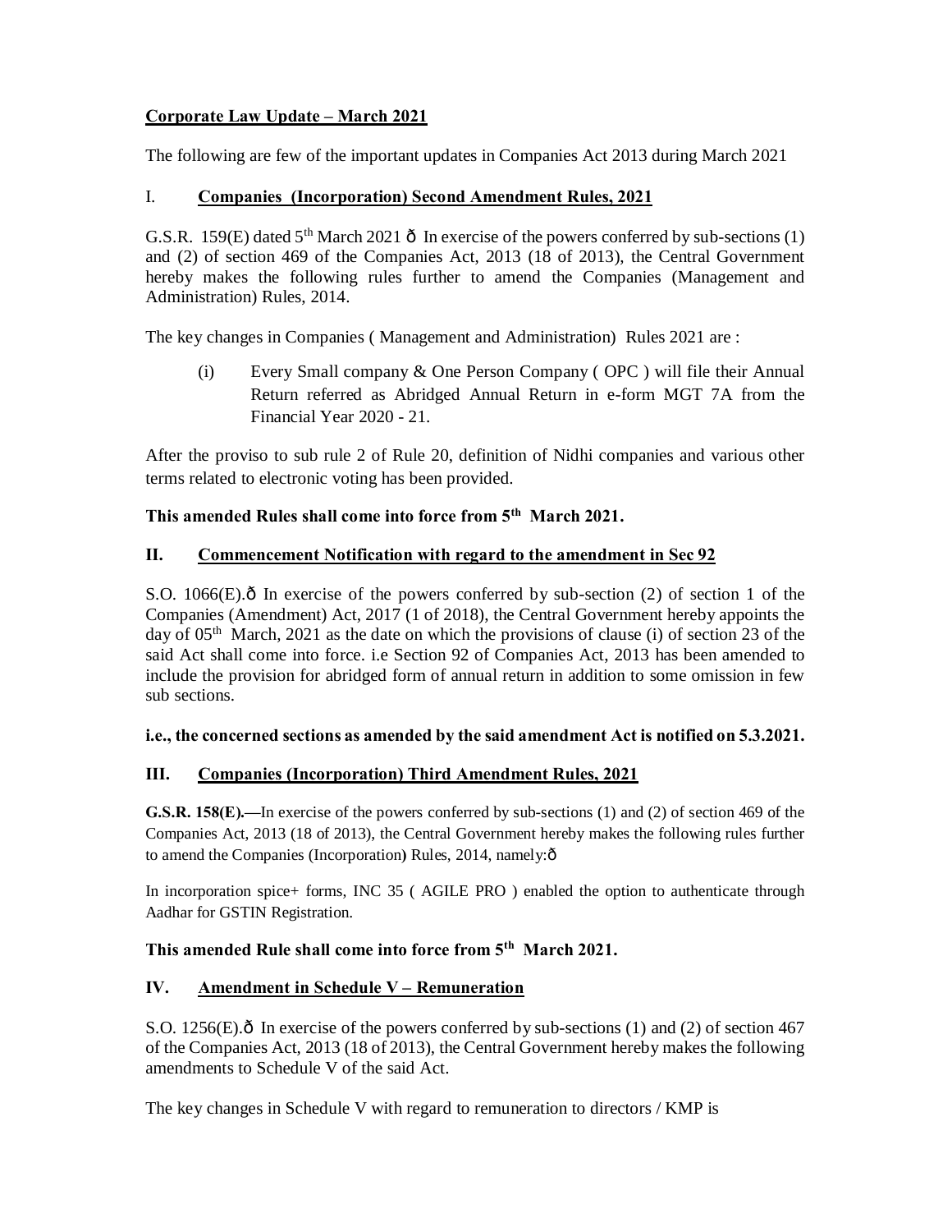**Corporate Law Update – March 2021**

The following are few of the important updates in Companies Act 2013 during March 2021

## I. Companies (Incorporation) Second Amendment Rules, 2021

G.S.R. 159(E) dated 5th March 2021 ð In exercise of the powers conferred by sub-sections (1) and (2) of section 469 of the Companies Act, 2013 (18 of 2013), the Central Government hereby makes the following rules further to amend the Companies (Management and Administration) Rules, 2014.

The key changes in Companies ( Management and Administration) Rules 2021 are :

(i) Every Small company & One Person Company ( OPC ) will file their Annual Return referred as Abridged Annual Return in e-form MGT 7A from the Financial Year 2020 - 21.

After the proviso to sub rule 2 of Rule 20, definition of Nidhi companies and various other terms related to electronic voting has been provided.

**This amended Rules shall come into force from 5th March 2021.**

## II. Commencement Notification with regard to the amendment in Sec 92

S.O. 1066(E).ð In exercise of the powers conferred by sub-section (2) of section 1 of the Companies (Amendment) Act, 2017 (1 of 2018), the Central Government hereby appoints the day of 05th March, 2021 as the date on which the provisions of clause (i) of section 23 of the said Act shall come into force. i.e Section 92 of Companies Act, 2013 has been amended to include the provision for abridged form of annual return in addition to some omission in few sub sections.

**i.e., the concerned sections as amended by the said amendment Act is notified on 5.3.2021.**

## III. Companies (Incorporation) Third Amendment Rules, 2021

**G.S.R. 158(E).**—In exercise of the powers conferred by sub-sections (1) and (2) of section 469 of the Companies Act, 2013 (18 of 2013), the Central Government hereby makes the following rules further to amend the Companies (Incorporation) Rules, 2014, namely:ð

In incorporation spice+ forms, INC 35 ( AGILE PRO ) enabled the option to authenticate through Aadhar for GSTIN Registration.

**This amended Rule shall come into force from 5th March 2021.**

## IV. Amendment in Schedule V – Remuneration

S.O. 1256(E).ð In exercise of the powers conferred by sub-sections (1) and (2) of section 467 of the Companies Act, 2013 (18 of 2013), the Central Government hereby makes the following amendments to Schedule V of the said Act.

The key changes in Schedule V with regard to remuneration to directors / KMP is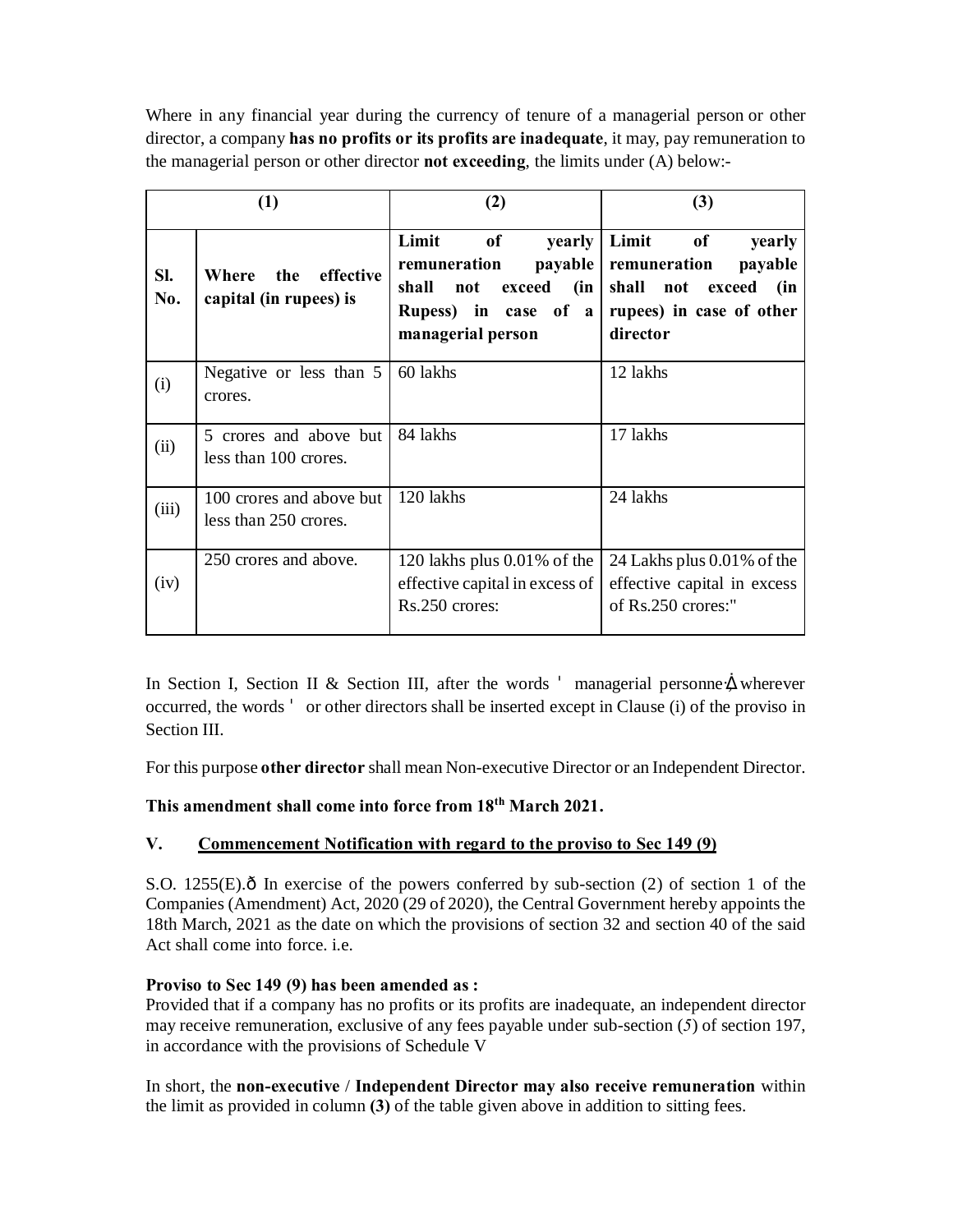Where in any financial year during the currency of tenure of a managerial person or other director, a company **has no profits or its profits are inadequate**, it may, pay remuneration to the managerial person or other director **not exceeding**, the limits under (A) below:-

| (1) | | (2) | (3) |
|---|---|---|---|
| **Sl. No.** | **Where the effective capital (in rupees) is** | **Limit of yearly remuneration payable shall not exceed (in Rupess) in case of a managerial person** | **Limit of yearly remuneration payable shall not exceed (in rupees) in case of other director** |
| (i) | Negative or less than 5 crores. | 60 lakhs | 12 lakhs |
| (ii) | 5 crores and above but less than 100 crores. | 84 lakhs | 17 lakhs |
| (iii) | 100 crores and above but less than 250 crores. | 120 lakhs | 24 lakhs |
| (iv) | 250 crores and above. | 120 lakhs plus 0.01% of the effective capital in excess of Rs.250 crores: | 24 Lakhs plus 0.01% of the effective capital in excess of Rs.250 crores:" |

In Section I, Section II & Section III, after the words ' managerial personnel' wherever occurred, the words ' or other directors shall be inserted except in Clause (i) of the proviso in Section III.

For this purpose **other director** shall mean Non-executive Director or an Independent Director.

**This amendment shall come into force from 18th March 2021.**

## V. Commencement Notification with regard to the proviso to Sec 149 (9)

S.O. 1255(E).— In exercise of the powers conferred by sub-section (2) of section 1 of the Companies (Amendment) Act, 2020 (29 of 2020), the Central Government hereby appoints the 18th March, 2021 as the date on which the provisions of section 32 and section 40 of the said Act shall come into force. i.e.

**Proviso to Sec 149 (9) has been amended as :**
Provided that if a company has no profits or its profits are inadequate, an independent director may receive remuneration, exclusive of any fees payable under sub-section (*5*) of section 197, in accordance with the provisions of Schedule V

In short, the **non-executive / Independent Director may also receive remuneration** within the limit as provided in column **(3)** of the table given above in addition to sitting fees.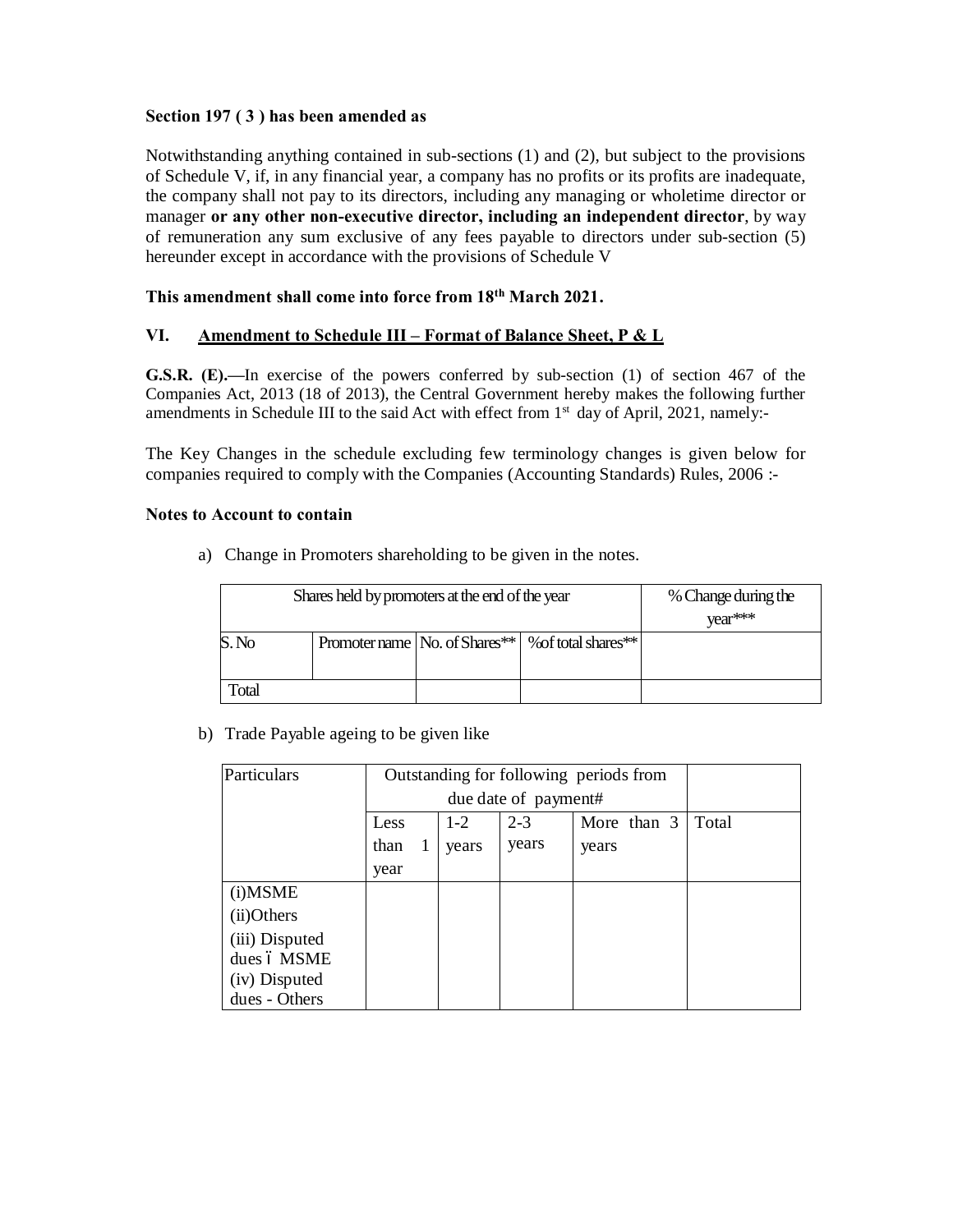**Section 197 ( 3 ) has been amended as**

Notwithstanding anything contained in sub-sections (1) and (2), but subject to the provisions of Schedule V, if, in any financial year, a company has no profits or its profits are inadequate, the company shall not pay to its directors, including any managing or wholetime director or manager **or any other non-executive director, including an independent director**, by way of remuneration any sum exclusive of any fees payable to directors under sub-section (5) hereunder except in accordance with the provisions of Schedule V

**This amendment shall come into force from 18th March 2021.**

## VI. Amendment to Schedule III – Format of Balance Sheet, P & L

**G.S.R. (E).—**In exercise of the powers conferred by sub-section (1) of section 467 of the Companies Act, 2013 (18 of 2013), the Central Government hereby makes the following further amendments in Schedule III to the said Act with effect from 1st day of April, 2021, namely:-

The Key Changes in the schedule excluding few terminology changes is given below for companies required to comply with the Companies (Accounting Standards) Rules, 2006 :-

**Notes to Account to contain**

a) Change in Promoters shareholding to be given in the notes.

| Shares held by promoters at the end of the year | | | | % Change during the year*** |
|---|---|---|---|---|
| S. No | Promoter name | No. of Shares** | %of total shares** | |
| Total | | | | |

b) Trade Payable ageing to be given like

| Particulars | Outstanding for following periods from due date of payment# | | | | |
|---|---|---|---|---|---|
| | Less than 1 year | 1-2 years | 2-3 years | More than 3 years | Total |
| (i)MSME<br>(ii)Others<br>(iii) Disputed dues – MSME<br>(iv) Disputed dues - Others | | | | | |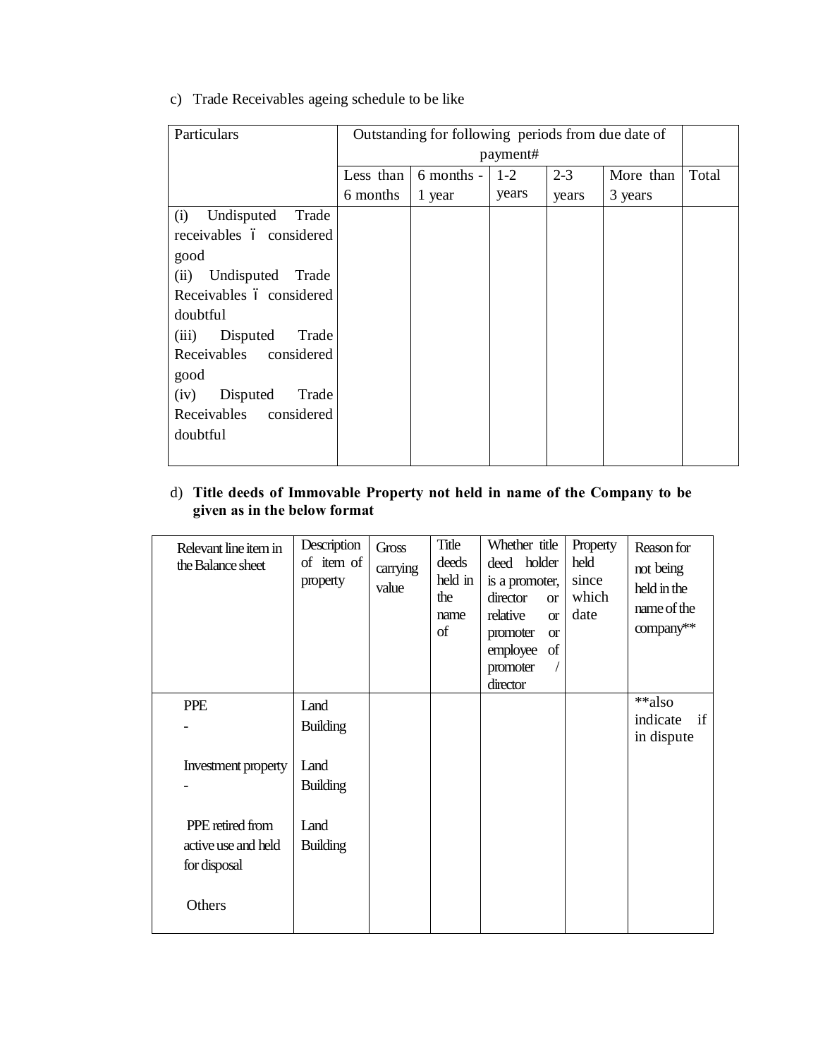c) Trade Receivables ageing schedule to be like

| Particulars | Outstanding for following periods from due date of payment# | | | | | |
|---|---|---|---|---|---|---|
| | Less than 6 months | 6 months - 1 year | 1-2 years | 2-3 years | More than 3 years | Total |
| (i) Undisputed Trade receivables ï considered good<br>(ii) Undisputed Trade Receivables ï considered doubtful<br>(iii) Disputed Trade Receivables considered good<br>(iv) Disputed Trade Receivables considered doubtful | | | | | | |

d) **Title deeds of Immovable Property not held in name of the Company to be given as in the below format**

| Relevant line item in the Balance sheet | Description of item of property | Gross carrying value | Title deeds held in the name of | Whether title deed holder is a promoter, director or relative or promoter or employee of promoter / director | Property held since which date | Reason for not being held in the name of the company** |
|---|---|---|---|---|---|---|
| PPE<br>- | Land<br>Building | | | | | **also indicate if in dispute |
| Investment property<br>- | Land<br>Building | | | | | |
| PPE retired from active use and held for disposal | Land<br>Building | | | | | |
| Others | | | | | | |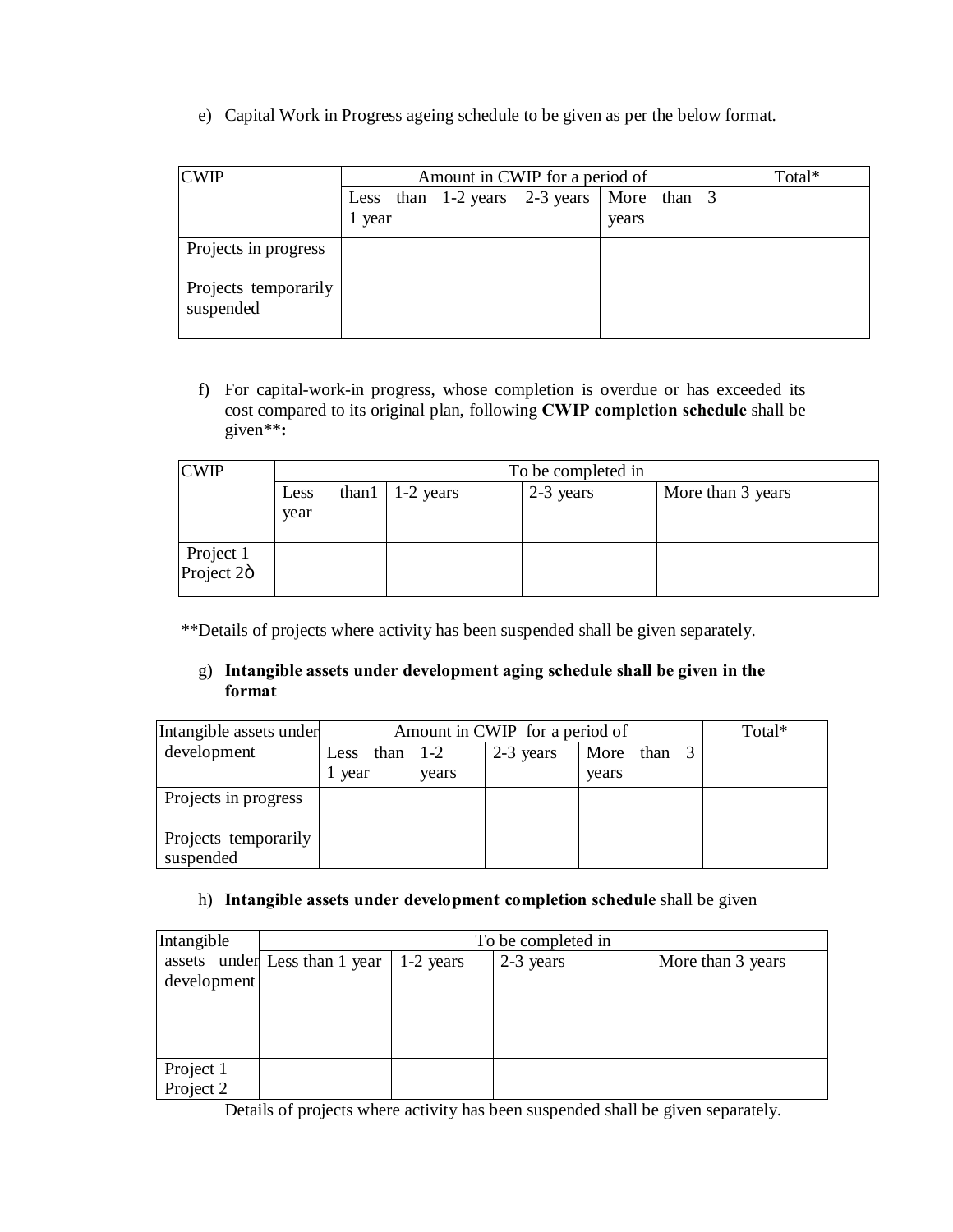e) Capital Work in Progress ageing schedule to be given as per the below format.

| CWIP | Amount in CWIP for a period of | | | | Total* |
|---|---|---|---|---|---|
| | Less than 1 year | 1-2 years | 2-3 years | More than 3 years | |
| Projects in progress<br><br>Projects temporarily suspended | | | | | |

f) For capital-work-in progress, whose completion is overdue or has exceeded its cost compared to its original plan, following **CWIP completion schedule** shall be given**:**

| CWIP | To be completed in | | | |
|---|---|---|---|---|
| | Less than1 year | 1-2 years | 2-3 years | More than 3 years |
| Project 1<br>Project 2ò | | | | |

**Details of projects where activity has been suspended shall be given separately.

g) **Intangible assets under development aging schedule shall be given in the format**

| Intangible assets under development | Amount in CWIP for a period of | | | | Total* |
|---|---|---|---|---|---|
| | Less than 1 year | 1-2 years | 2-3 years | More than 3 years | |
| Projects in progress<br><br>Projects temporarily suspended | | | | | |

h) **Intangible assets under development completion schedule** shall be given

| Intangible assets under development | To be completed in | | | |
|---|---|---|---|---|
| | Less than 1 year | 1-2 years | 2-3 years | More than 3 years |
| Project 1<br>Project 2 | | | | |

Details of projects where activity has been suspended shall be given separately.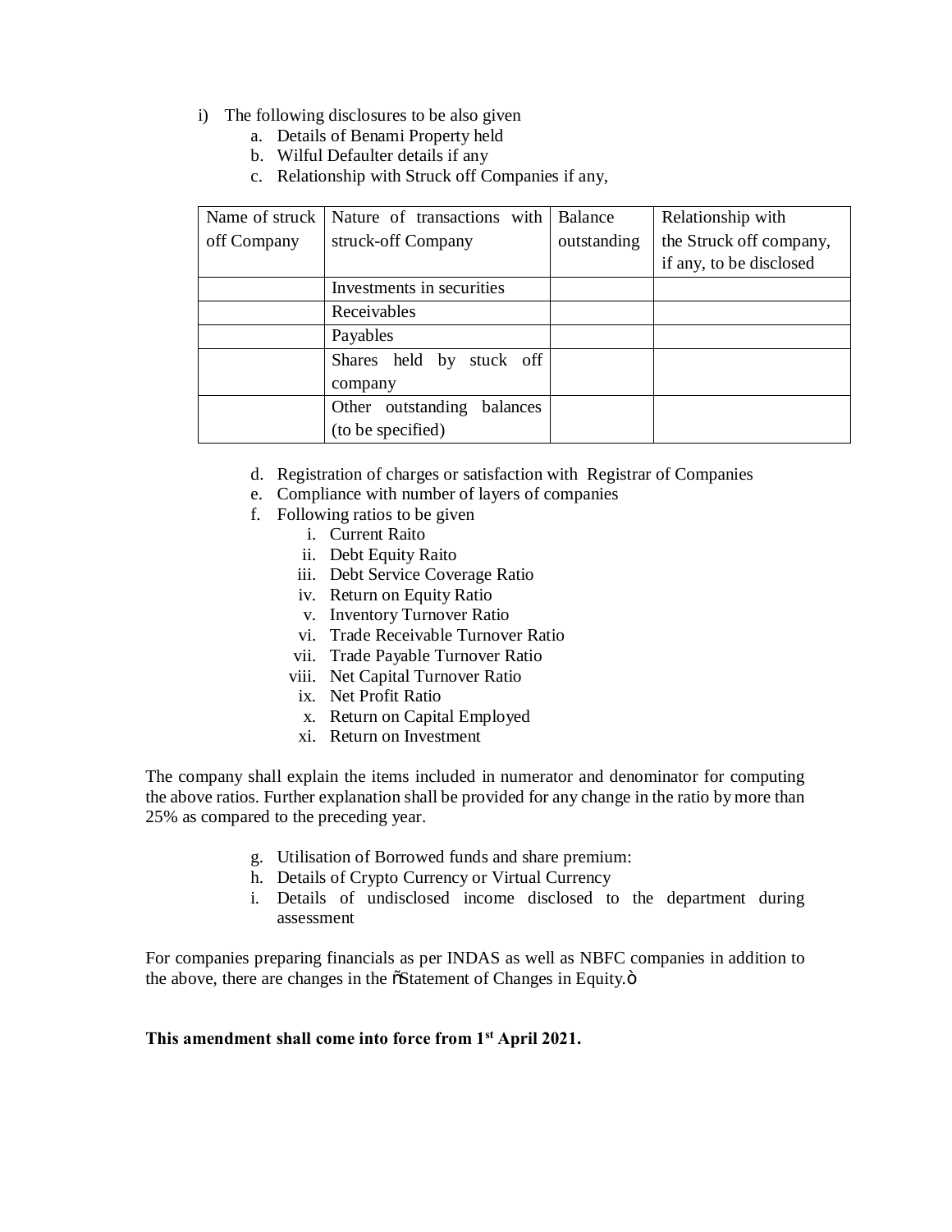i) The following disclosures to be also given
   a. Details of Benami Property held
   b. Wilful Defaulter details if any
   c. Relationship with Struck off Companies if any,

| Name of struck off Company | Nature of transactions with struck-off Company | Balance outstanding | Relationship with the Struck off company, if any, to be disclosed |
|---|---|---|---|
| | Investments in securities | | |
| | Receivables | | |
| | Payables | | |
| | Shares held by stuck off company | | |
| | Other outstanding balances (to be specified) | | |

   d. Registration of charges or satisfaction with Registrar of Companies
   e. Compliance with number of layers of companies
   f. Following ratios to be given
      i. Current Raito
      ii. Debt Equity Raito
      iii. Debt Service Coverage Ratio
      iv. Return on Equity Ratio
      v. Inventory Turnover Ratio
      vi. Trade Receivable Turnover Ratio
      vii. Trade Payable Turnover Ratio
      viii. Net Capital Turnover Ratio
      ix. Net Profit Ratio
      x. Return on Capital Employed
      xi. Return on Investment

The company shall explain the items included in numerator and denominator for computing the above ratios. Further explanation shall be provided for any change in the ratio by more than 25% as compared to the preceding year.

   g. Utilisation of Borrowed funds and share premium:
   h. Details of Crypto Currency or Virtual Currency
   i. Details of undisclosed income disclosed to the department during assessment

For companies preparing financials as per INDAS as well as NBFC companies in addition to the above, there are changes in the "Statement of Changes in Equity."

**This amendment shall come into force from 1st April 2021.**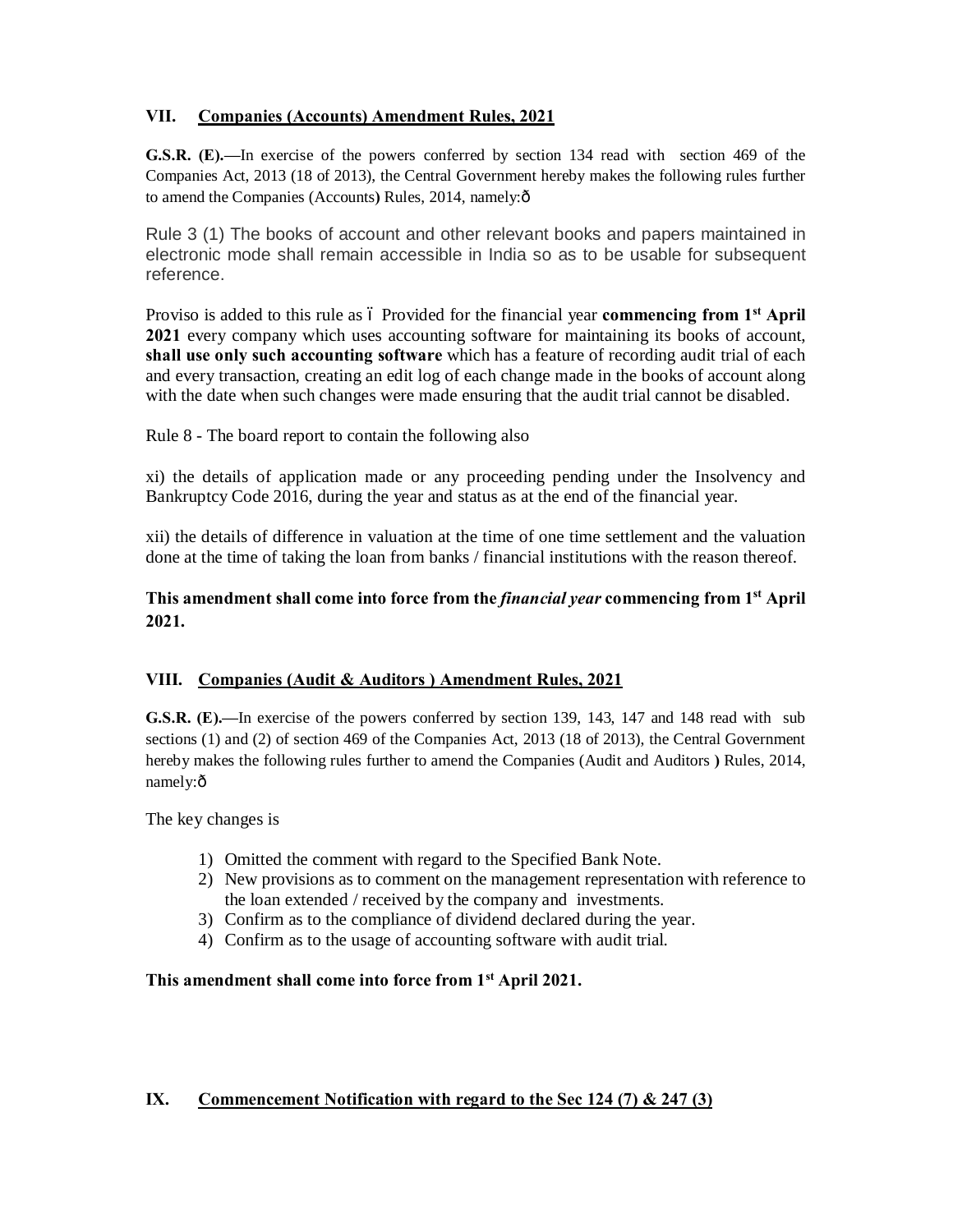## VII. Companies (Accounts) Amendment Rules, 2021

**G.S.R. (E).—**In exercise of the powers conferred by section 134 read with section 469 of the Companies Act, 2013 (18 of 2013), the Central Government hereby makes the following rules further to amend the Companies (Accounts**)** Rules, 2014, namely:ô

Rule 3 (1) The books of account and other relevant books and papers maintained in electronic mode shall remain accessible in India so as to be usable for subsequent reference.

Proviso is added to this rule as ó Provided for the financial year **commencing from 1st April 2021** every company which uses accounting software for maintaining its books of account, **shall use only such accounting software** which has a feature of recording audit trial of each and every transaction, creating an edit log of each change made in the books of account along with the date when such changes were made ensuring that the audit trial cannot be disabled.

Rule 8 - The board report to contain the following also

xi) the details of application made or any proceeding pending under the Insolvency and Bankruptcy Code 2016, during the year and status as at the end of the financial year.

xii) the details of difference in valuation at the time of one time settlement and the valuation done at the time of taking the loan from banks / financial institutions with the reason thereof.

**This amendment shall come into force from the *financial year* commencing from 1st April 2021.**

## VIII. Companies (Audit & Auditors ) Amendment Rules, 2021

**G.S.R. (E).—**In exercise of the powers conferred by section 139, 143, 147 and 148 read with sub sections (1) and (2) of section 469 of the Companies Act, 2013 (18 of 2013), the Central Government hereby makes the following rules further to amend the Companies (Audit and Auditors **)** Rules, 2014, namely:ô

The key changes is

1) Omitted the comment with regard to the Specified Bank Note.
2) New provisions as to comment on the management representation with reference to the loan extended / received by the company and investments.
3) Confirm as to the compliance of dividend declared during the year.
4) Confirm as to the usage of accounting software with audit trial.

**This amendment shall come into force from 1st April 2021.**

## IX. Commencement Notification with regard to the Sec 124 (7) & 247 (3)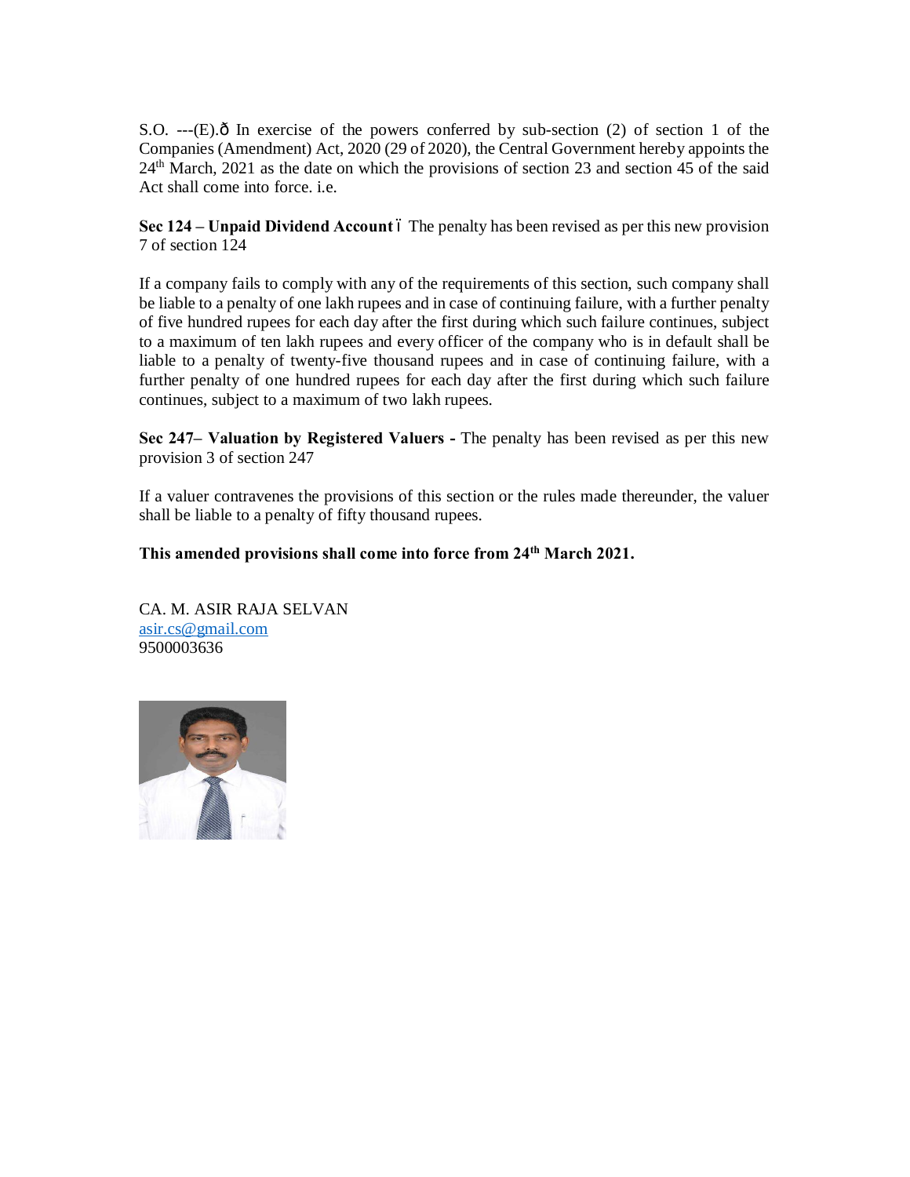S.O. ---(E).ð In exercise of the powers conferred by sub-section (2) of section 1 of the Companies (Amendment) Act, 2020 (29 of 2020), the Central Government hereby appoints the 24th March, 2021 as the date on which the provisions of section 23 and section 45 of the said Act shall come into force. i.e.

**Sec 124 – Unpaid Dividend Account** ï The penalty has been revised as per this new provision 7 of section 124

If a company fails to comply with any of the requirements of this section, such company shall be liable to a penalty of one lakh rupees and in case of continuing failure, with a further penalty of five hundred rupees for each day after the first during which such failure continues, subject to a maximum of ten lakh rupees and every officer of the company who is in default shall be liable to a penalty of twenty-five thousand rupees and in case of continuing failure, with a further penalty of one hundred rupees for each day after the first during which such failure continues, subject to a maximum of two lakh rupees.

**Sec 247– Valuation by Registered Valuers -** The penalty has been revised as per this new provision 3 of section 247

If a valuer contravenes the provisions of this section or the rules made thereunder, the valuer shall be liable to a penalty of fifty thousand rupees.

**This amended provisions shall come into force from 24th March 2021.**

CA. M. ASIR RAJA SELVAN
asir.cs@gmail.com
9500003636